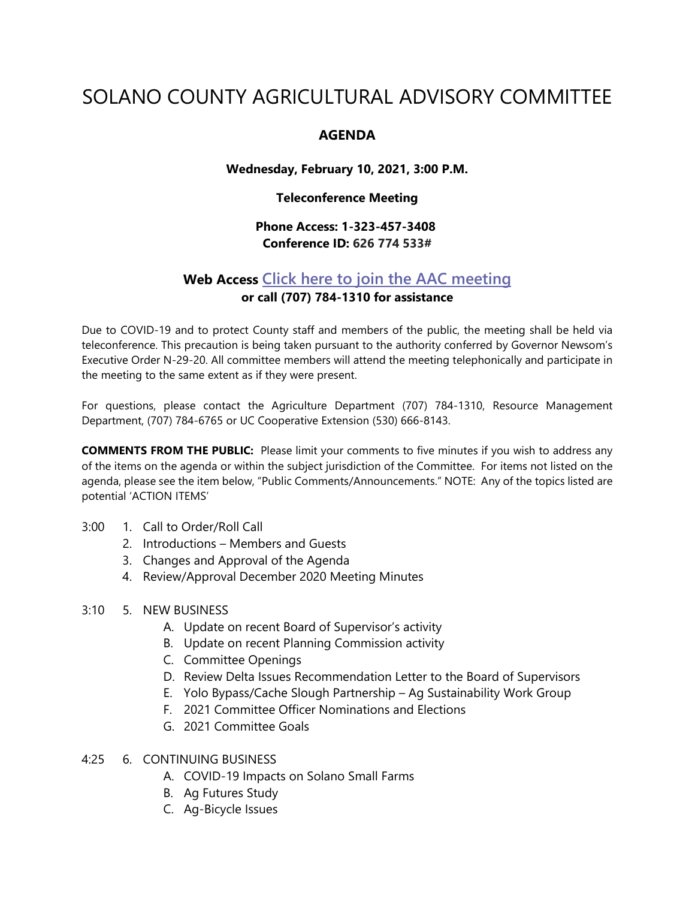# SOLANO COUNTY AGRICULTURAL ADVISORY COMMITTEE

## AGENDA

**Wednesday, February 10, 2021, 3:00 P.M.**

**Teleconference Meeting**

**Phone Access: 1-323-457-3408**
**Conference ID: 626 774 533#**

**Web Access Click here to join the AAC meeting**
**or call (707) 784-1310 for assistance**

Due to COVID-19 and to protect County staff and members of the public, the meeting shall be held via teleconference. This precaution is being taken pursuant to the authority conferred by Governor Newsom's Executive Order N-29-20. All committee members will attend the meeting telephonically and participate in the meeting to the same extent as if they were present.

For questions, please contact the Agriculture Department (707) 784-1310, Resource Management Department, (707) 784-6765 or UC Cooperative Extension (530) 666-8143.

**COMMENTS FROM THE PUBLIC:** Please limit your comments to five minutes if you wish to address any of the items on the agenda or within the subject jurisdiction of the Committee. For items not listed on the agenda, please see the item below, "Public Comments/Announcements." NOTE: Any of the topics listed are potential 'ACTION ITEMS'

3:00
1. Call to Order/Roll Call
2. Introductions – Members and Guests
3. Changes and Approval of the Agenda
4. Review/Approval December 2020 Meeting Minutes

3:10
5. NEW BUSINESS
   - A. Update on recent Board of Supervisor's activity
   - B. Update on recent Planning Commission activity
   - C. Committee Openings
   - D. Review Delta Issues Recommendation Letter to the Board of Supervisors
   - E. Yolo Bypass/Cache Slough Partnership – Ag Sustainability Work Group
   - F. 2021 Committee Officer Nominations and Elections
   - G. 2021 Committee Goals

4:25
6. CONTINUING BUSINESS
   - A. COVID-19 Impacts on Solano Small Farms
   - B. Ag Futures Study
   - C. Ag-Bicycle Issues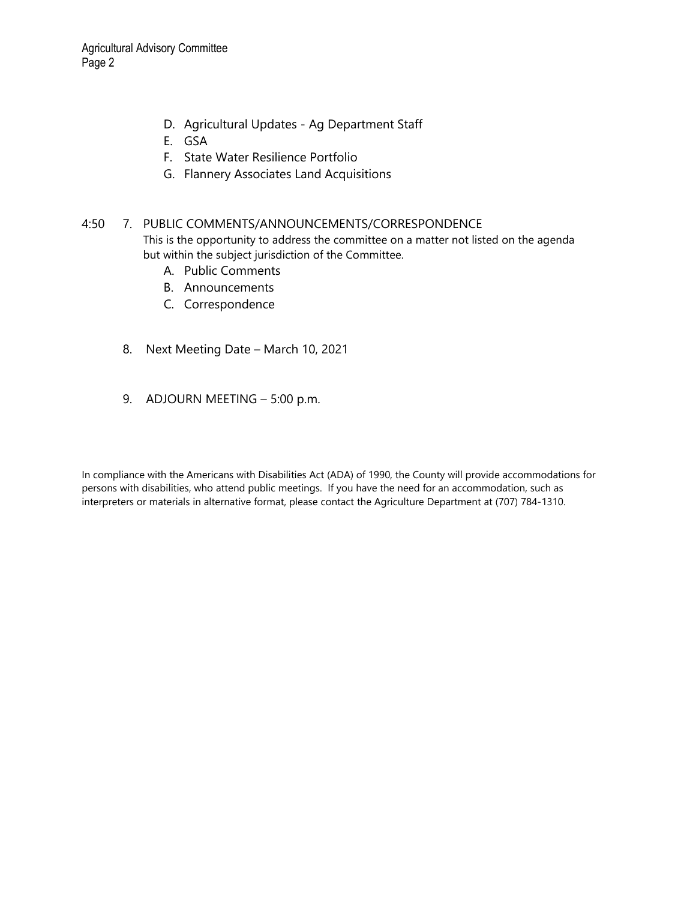D. Agricultural Updates - Ag Department Staff
E. GSA
F. State Water Resilience Portfolio
G. Flannery Associates Land Acquisitions

4:50 7. PUBLIC COMMENTS/ANNOUNCEMENTS/CORRESPONDENCE

This is the opportunity to address the committee on a matter not listed on the agenda but within the subject jurisdiction of the Committee.

A. Public Comments
B. Announcements
C. Correspondence

8. Next Meeting Date – March 10, 2021

9. ADJOURN MEETING – 5:00 p.m.

In compliance with the Americans with Disabilities Act (ADA) of 1990, the County will provide accommodations for persons with disabilities, who attend public meetings. If you have the need for an accommodation, such as interpreters or materials in alternative format, please contact the Agriculture Department at (707) 784-1310.